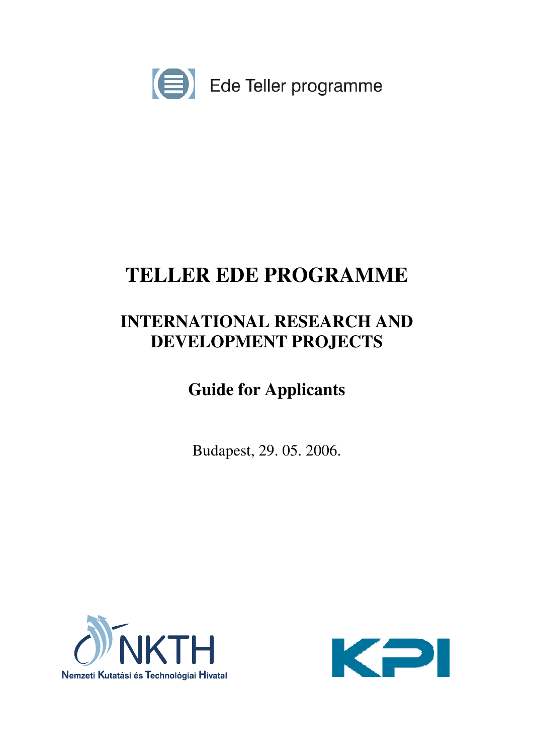Ede Teller programme

# TELLER EDE PROGRAMME

## INTERNATIONAL RESEARCH AND DEVELOPMENT PROJECTS

### Guide for Applicants

Budapest, 29. 05. 2006.

NKTH

Nemzeti Kutatási és Technológiai Hivatal

KPI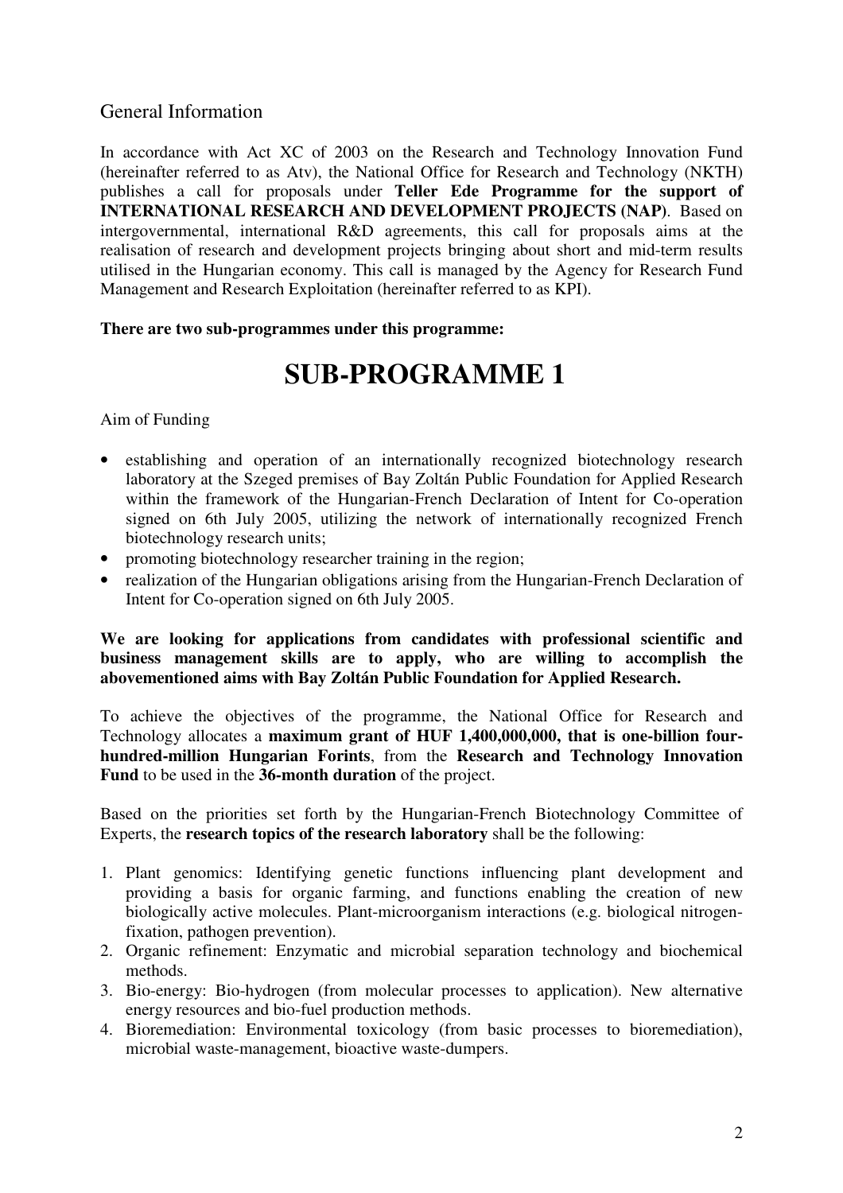## General Information

In accordance with Act XC of 2003 on the Research and Technology Innovation Fund (hereinafter referred to as Atv), the National Office for Research and Technology (NKTH) publishes a call for proposals under **Teller Ede Programme for the support of INTERNATIONAL RESEARCH AND DEVELOPMENT PROJECTS (NAP)**. Based on intergovernmental, international R&D agreements, this call for proposals aims at the realisation of research and development projects bringing about short and mid-term results utilised in the Hungarian economy. This call is managed by the Agency for Research Fund Management and Research Exploitation (hereinafter referred to as KPI).

**There are two sub-programmes under this programme:**

# SUB-PROGRAMME 1

Aim of Funding

- establishing and operation of an internationally recognized biotechnology research laboratory at the Szeged premises of Bay Zoltán Public Foundation for Applied Research within the framework of the Hungarian-French Declaration of Intent for Co-operation signed on 6th July 2005, utilizing the network of internationally recognized French biotechnology research units;
- promoting biotechnology researcher training in the region;
- realization of the Hungarian obligations arising from the Hungarian-French Declaration of Intent for Co-operation signed on 6th July 2005.

**We are looking for applications from candidates with professional scientific and business management skills are to apply, who are willing to accomplish the abovementioned aims with Bay Zoltán Public Foundation for Applied Research.**

To achieve the objectives of the programme, the National Office for Research and Technology allocates a **maximum grant of HUF 1,400,000,000, that is one-billion four-hundred-million Hungarian Forints**, from the **Research and Technology Innovation Fund** to be used in the **36-month duration** of the project.

Based on the priorities set forth by the Hungarian-French Biotechnology Committee of Experts, the **research topics of the research laboratory** shall be the following:

1. Plant genomics: Identifying genetic functions influencing plant development and providing a basis for organic farming, and functions enabling the creation of new biologically active molecules. Plant-microorganism interactions (e.g. biological nitrogen-fixation, pathogen prevention).
2. Organic refinement: Enzymatic and microbial separation technology and biochemical methods.
3. Bio-energy: Bio-hydrogen (from molecular processes to application). New alternative energy resources and bio-fuel production methods.
4. Bioremediation: Environmental toxicology (from basic processes to bioremediation), microbial waste-management, bioactive waste-dumpers.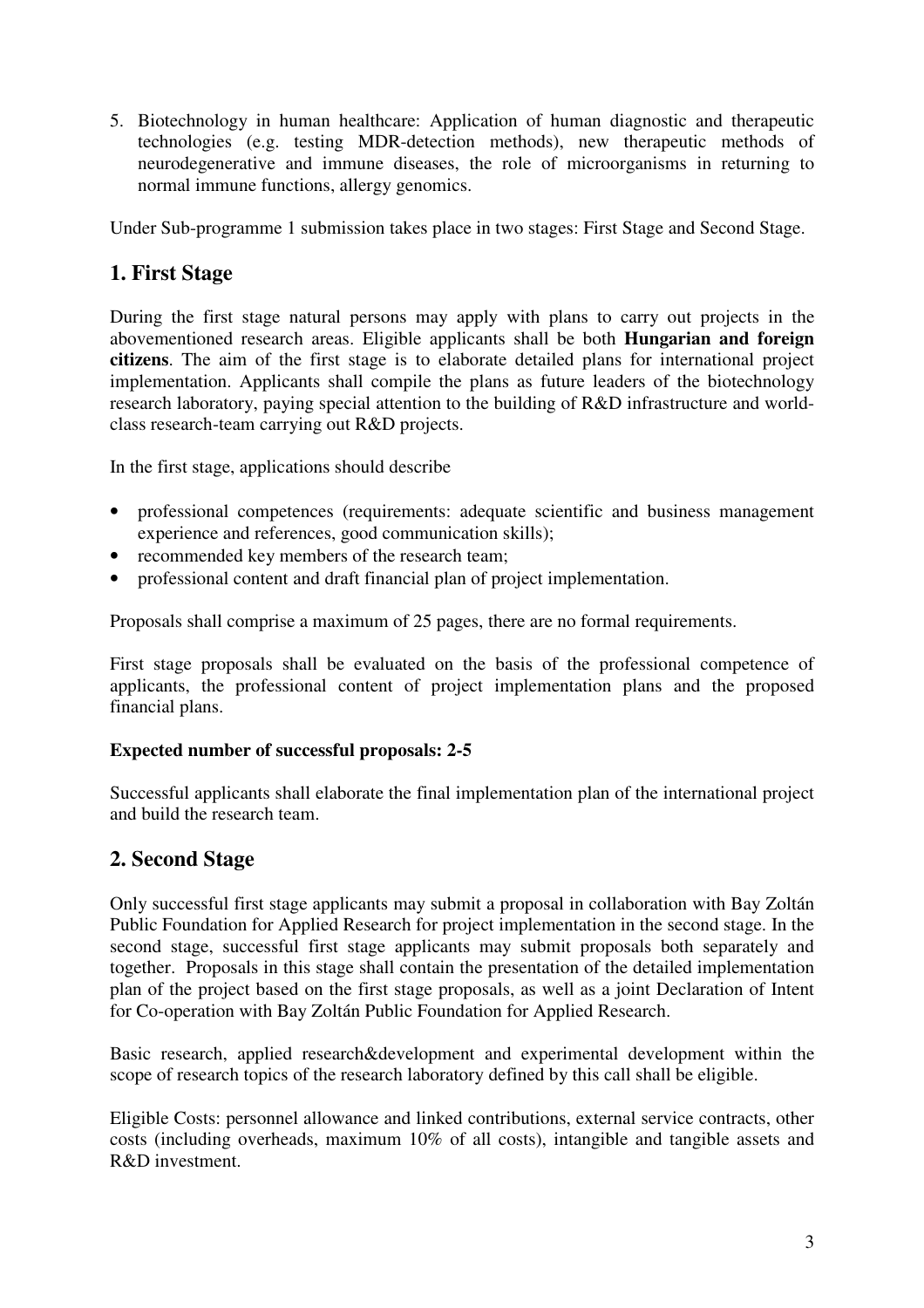5. Biotechnology in human healthcare: Application of human diagnostic and therapeutic technologies (e.g. testing MDR-detection methods), new therapeutic methods of neurodegenerative and immune diseases, the role of microorganisms in returning to normal immune functions, allergy genomics.

Under Sub-programme 1 submission takes place in two stages: First Stage and Second Stage.

## 1. First Stage

During the first stage natural persons may apply with plans to carry out projects in the abovementioned research areas. Eligible applicants shall be both **Hungarian and foreign citizens**. The aim of the first stage is to elaborate detailed plans for international project implementation. Applicants shall compile the plans as future leaders of the biotechnology research laboratory, paying special attention to the building of R&D infrastructure and world-class research-team carrying out R&D projects.

In the first stage, applications should describe

- professional competences (requirements: adequate scientific and business management experience and references, good communication skills);
- recommended key members of the research team;
- professional content and draft financial plan of project implementation.

Proposals shall comprise a maximum of 25 pages, there are no formal requirements.

First stage proposals shall be evaluated on the basis of the professional competence of applicants, the professional content of project implementation plans and the proposed financial plans.

**Expected number of successful proposals: 2-5**

Successful applicants shall elaborate the final implementation plan of the international project and build the research team.

## 2. Second Stage

Only successful first stage applicants may submit a proposal in collaboration with Bay Zoltán Public Foundation for Applied Research for project implementation in the second stage. In the second stage, successful first stage applicants may submit proposals both separately and together. Proposals in this stage shall contain the presentation of the detailed implementation plan of the project based on the first stage proposals, as well as a joint Declaration of Intent for Co-operation with Bay Zoltán Public Foundation for Applied Research.

Basic research, applied research&development and experimental development within the scope of research topics of the research laboratory defined by this call shall be eligible.

Eligible Costs: personnel allowance and linked contributions, external service contracts, other costs (including overheads, maximum 10% of all costs), intangible and tangible assets and R&D investment.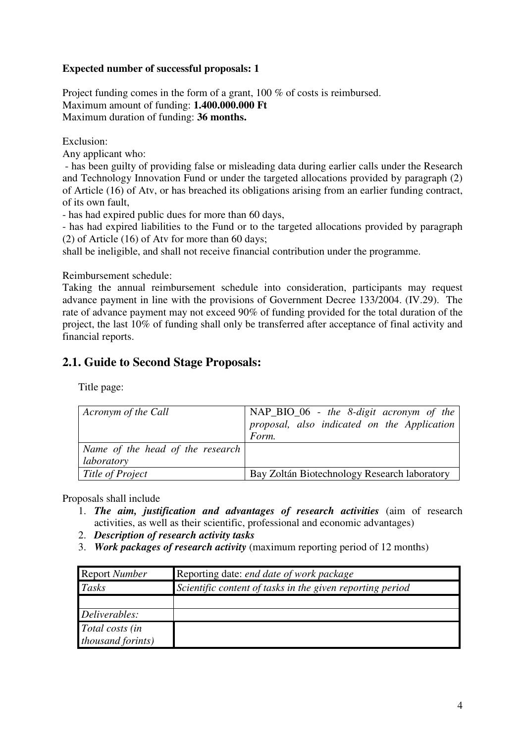**Expected number of successful proposals: 1**

Project funding comes in the form of a grant, 100 % of costs is reimbursed.
Maximum amount of funding: **1.400.000.000 Ft**
Maximum duration of funding: **36 months.**

Exclusion:
Any applicant who:
- has been guilty of providing false or misleading data during earlier calls under the Research and Technology Innovation Fund or under the targeted allocations provided by paragraph (2) of Article (16) of Atv, or has breached its obligations arising from an earlier funding contract, of its own fault,
- has had expired public dues for more than 60 days,
- has had expired liabilities to the Fund or to the targeted allocations provided by paragraph (2) of Article (16) of Atv for more than 60 days;

shall be ineligible, and shall not receive financial contribution under the programme.

Reimbursement schedule:
Taking the annual reimbursement schedule into consideration, participants may request advance payment in line with the provisions of Government Decree 133/2004. (IV.29). The rate of advance payment may not exceed 90% of funding provided for the total duration of the project, the last 10% of funding shall only be transferred after acceptance of final activity and financial reports.

## 2.1. Guide to Second Stage Proposals:

Title page:

| *Acronym of the Call* | NAP_BIO_06 - *the 8-digit acronym of the proposal, also indicated on the Application Form.* |
|---|---|
| *Name of the head of the research laboratory* | |
| *Title of Project* | Bay Zoltán Biotechnology Research laboratory |

Proposals shall include

1. ***The aim, justification and advantages of research activities*** (aim of research activities, as well as their scientific, professional and economic advantages)
2. ***Description of research activity tasks***
3. ***Work packages of research activity*** (maximum reporting period of 12 months)

| Report *Number* | Reporting date: *end date of work package* |
|---|---|
| *Tasks* | *Scientific content of tasks in the given reporting period* |
| | |
| *Deliverables:* | |
| *Total costs (in thousand forints)* | |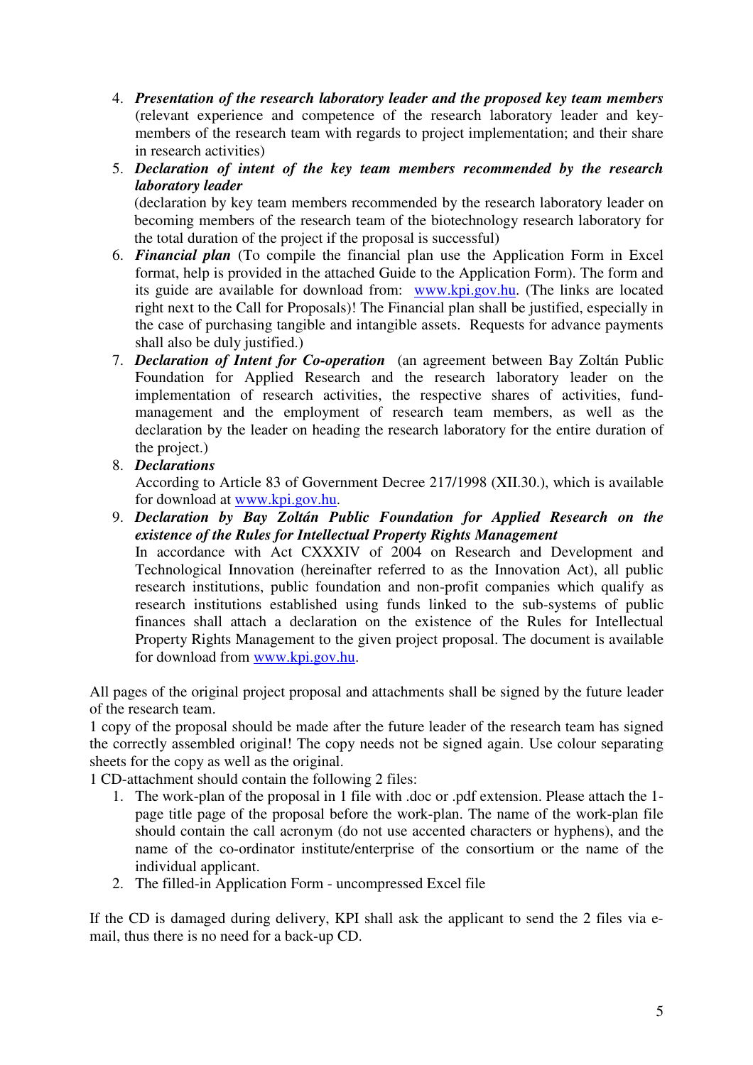4. ***Presentation of the research laboratory leader and the proposed key team members*** (relevant experience and competence of the research laboratory leader and key-members of the research team with regards to project implementation; and their share in research activities)
5. ***Declaration of intent of the key team members recommended by the research laboratory leader***
   (declaration by key team members recommended by the research laboratory leader on becoming members of the research team of the biotechnology research laboratory for the total duration of the project if the proposal is successful)
6. ***Financial plan*** (To compile the financial plan use the Application Form in Excel format, help is provided in the attached Guide to the Application Form). The form and its guide are available for download from: www.kpi.gov.hu. (The links are located right next to the Call for Proposals)! The Financial plan shall be justified, especially in the case of purchasing tangible and intangible assets. Requests for advance payments shall also be duly justified.)
7. ***Declaration of Intent for Co-operation*** (an agreement between Bay Zoltán Public Foundation for Applied Research and the research laboratory leader on the implementation of research activities, the respective shares of activities, fund-management and the employment of research team members, as well as the declaration by the leader on heading the research laboratory for the entire duration of the project.)
8. ***Declarations***
   According to Article 83 of Government Decree 217/1998 (XII.30.), which is available for download at www.kpi.gov.hu.
9. ***Declaration by Bay Zoltán Public Foundation for Applied Research on the existence of the Rules for Intellectual Property Rights Management***
   In accordance with Act CXXXIV of 2004 on Research and Development and Technological Innovation (hereinafter referred to as the Innovation Act), all public research institutions, public foundation and non-profit companies which qualify as research institutions established using funds linked to the sub-systems of public finances shall attach a declaration on the existence of the Rules for Intellectual Property Rights Management to the given project proposal. The document is available for download from www.kpi.gov.hu.

All pages of the original project proposal and attachments shall be signed by the future leader of the research team.

1 copy of the proposal should be made after the future leader of the research team has signed the correctly assembled original! The copy needs not be signed again. Use colour separating sheets for the copy as well as the original.

1 CD-attachment should contain the following 2 files:

1. The work-plan of the proposal in 1 file with .doc or .pdf extension. Please attach the 1-page title page of the proposal before the work-plan. The name of the work-plan file should contain the call acronym (do not use accented characters or hyphens), and the name of the co-ordinator institute/enterprise of the consortium or the name of the individual applicant.
2. The filled-in Application Form - uncompressed Excel file

If the CD is damaged during delivery, KPI shall ask the applicant to send the 2 files via e-mail, thus there is no need for a back-up CD.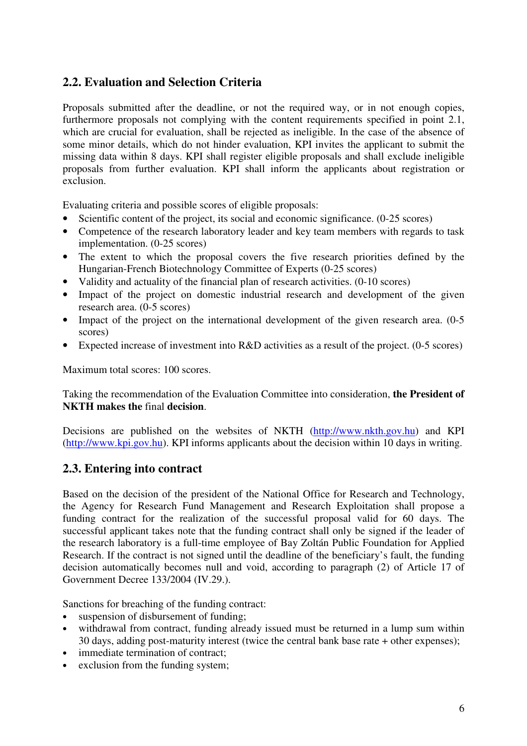## 2.2. Evaluation and Selection Criteria

Proposals submitted after the deadline, or not the required way, or in not enough copies, furthermore proposals not complying with the content requirements specified in point 2.1, which are crucial for evaluation, shall be rejected as ineligible. In the case of the absence of some minor details, which do not hinder evaluation, KPI invites the applicant to submit the missing data within 8 days. KPI shall register eligible proposals and shall exclude ineligible proposals from further evaluation. KPI shall inform the applicants about registration or exclusion.

Evaluating criteria and possible scores of eligible proposals:

- Scientific content of the project, its social and economic significance. (0-25 scores)
- Competence of the research laboratory leader and key team members with regards to task implementation. (0-25 scores)
- The extent to which the proposal covers the five research priorities defined by the Hungarian-French Biotechnology Committee of Experts (0-25 scores)
- Validity and actuality of the financial plan of research activities. (0-10 scores)
- Impact of the project on domestic industrial research and development of the given research area. (0-5 scores)
- Impact of the project on the international development of the given research area. (0-5 scores)
- Expected increase of investment into R&D activities as a result of the project. (0-5 scores)

Maximum total scores: 100 scores.

Taking the recommendation of the Evaluation Committee into consideration, **the President of NKTH makes the** final **decision**.

Decisions are published on the websites of NKTH (http://www.nkth.gov.hu) and KPI (http://www.kpi.gov.hu). KPI informs applicants about the decision within 10 days in writing.

## 2.3. Entering into contract

Based on the decision of the president of the National Office for Research and Technology, the Agency for Research Fund Management and Research Exploitation shall propose a funding contract for the realization of the successful proposal valid for 60 days. The successful applicant takes note that the funding contract shall only be signed if the leader of the research laboratory is a full-time employee of Bay Zoltán Public Foundation for Applied Research. If the contract is not signed until the deadline of the beneficiary's fault, the funding decision automatically becomes null and void, according to paragraph (2) of Article 17 of Government Decree 133/2004 (IV.29.).

Sanctions for breaching of the funding contract:

- suspension of disbursement of funding;
- withdrawal from contract, funding already issued must be returned in a lump sum within 30 days, adding post-maturity interest (twice the central bank base rate + other expenses);
- immediate termination of contract;
- exclusion from the funding system;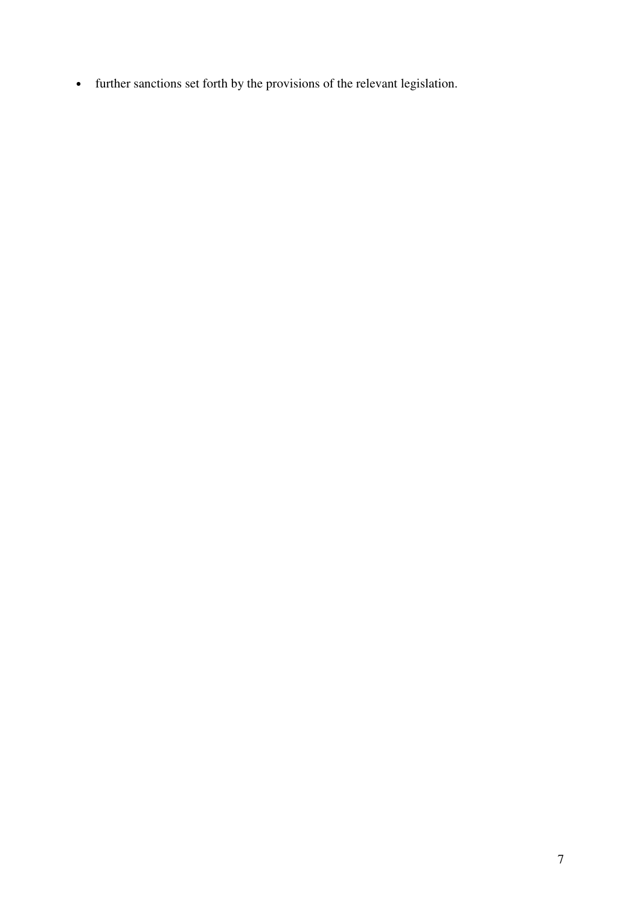- further sanctions set forth by the provisions of the relevant legislation.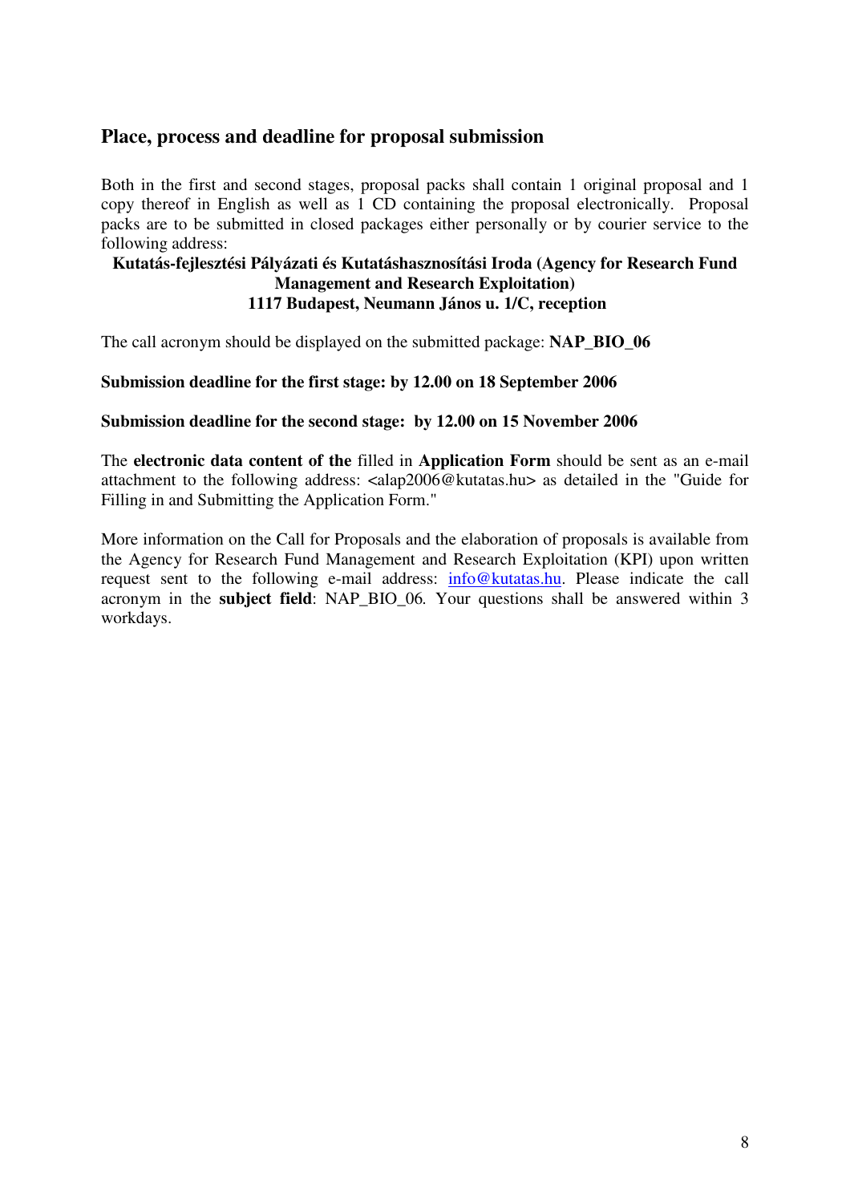## Place, process and deadline for proposal submission

Both in the first and second stages, proposal packs shall contain 1 original proposal and 1 copy thereof in English as well as 1 CD containing the proposal electronically. Proposal packs are to be submitted in closed packages either personally or by courier service to the following address:

**Kutatás-fejlesztési Pályázati és Kutatáshasznosítási Iroda (Agency for Research Fund Management and Research Exploitation)**
**1117 Budapest, Neumann János u. 1/C, reception**

The call acronym should be displayed on the submitted package: **NAP_BIO_06**

**Submission deadline for the first stage: by 12.00 on 18 September 2006**

**Submission deadline for the second stage: by 12.00 on 15 November 2006**

The **electronic data content of the** filled in **Application Form** should be sent as an e-mail attachment to the following address: <alap2006@kutatas.hu> as detailed in the "Guide for Filling in and Submitting the Application Form."

More information on the Call for Proposals and the elaboration of proposals is available from the Agency for Research Fund Management and Research Exploitation (KPI) upon written request sent to the following e-mail address: info@kutatas.hu. Please indicate the call acronym in the **subject field**: NAP_BIO_06. Your questions shall be answered within 3 workdays.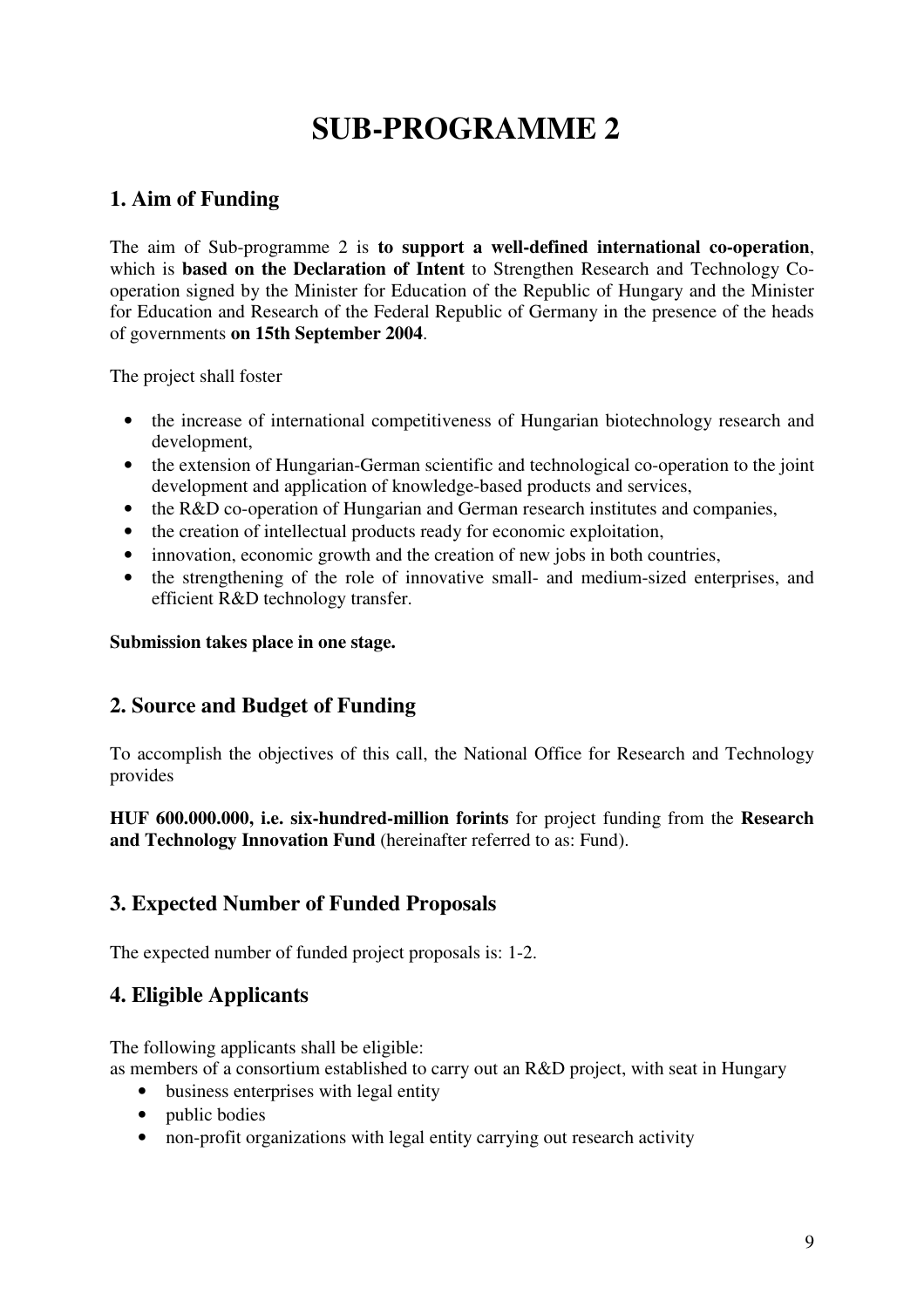# SUB-PROGRAMME 2

## 1. Aim of Funding

The aim of Sub-programme 2 is **to support a well-defined international co-operation**, which is **based on the Declaration of Intent** to Strengthen Research and Technology Co-operation signed by the Minister for Education of the Republic of Hungary and the Minister for Education and Research of the Federal Republic of Germany in the presence of the heads of governments **on 15th September 2004**.

The project shall foster

- the increase of international competitiveness of Hungarian biotechnology research and development,
- the extension of Hungarian-German scientific and technological co-operation to the joint development and application of knowledge-based products and services,
- the R&D co-operation of Hungarian and German research institutes and companies,
- the creation of intellectual products ready for economic exploitation,
- innovation, economic growth and the creation of new jobs in both countries,
- the strengthening of the role of innovative small- and medium-sized enterprises, and efficient R&D technology transfer.

**Submission takes place in one stage.**

## 2. Source and Budget of Funding

To accomplish the objectives of this call, the National Office for Research and Technology provides

**HUF 600.000.000, i.e. six-hundred-million forints** for project funding from the **Research and Technology Innovation Fund** (hereinafter referred to as: Fund).

## 3. Expected Number of Funded Proposals

The expected number of funded project proposals is: 1-2.

## 4. Eligible Applicants

The following applicants shall be eligible:
as members of a consortium established to carry out an R&D project, with seat in Hungary

- business enterprises with legal entity
- public bodies
- non-profit organizations with legal entity carrying out research activity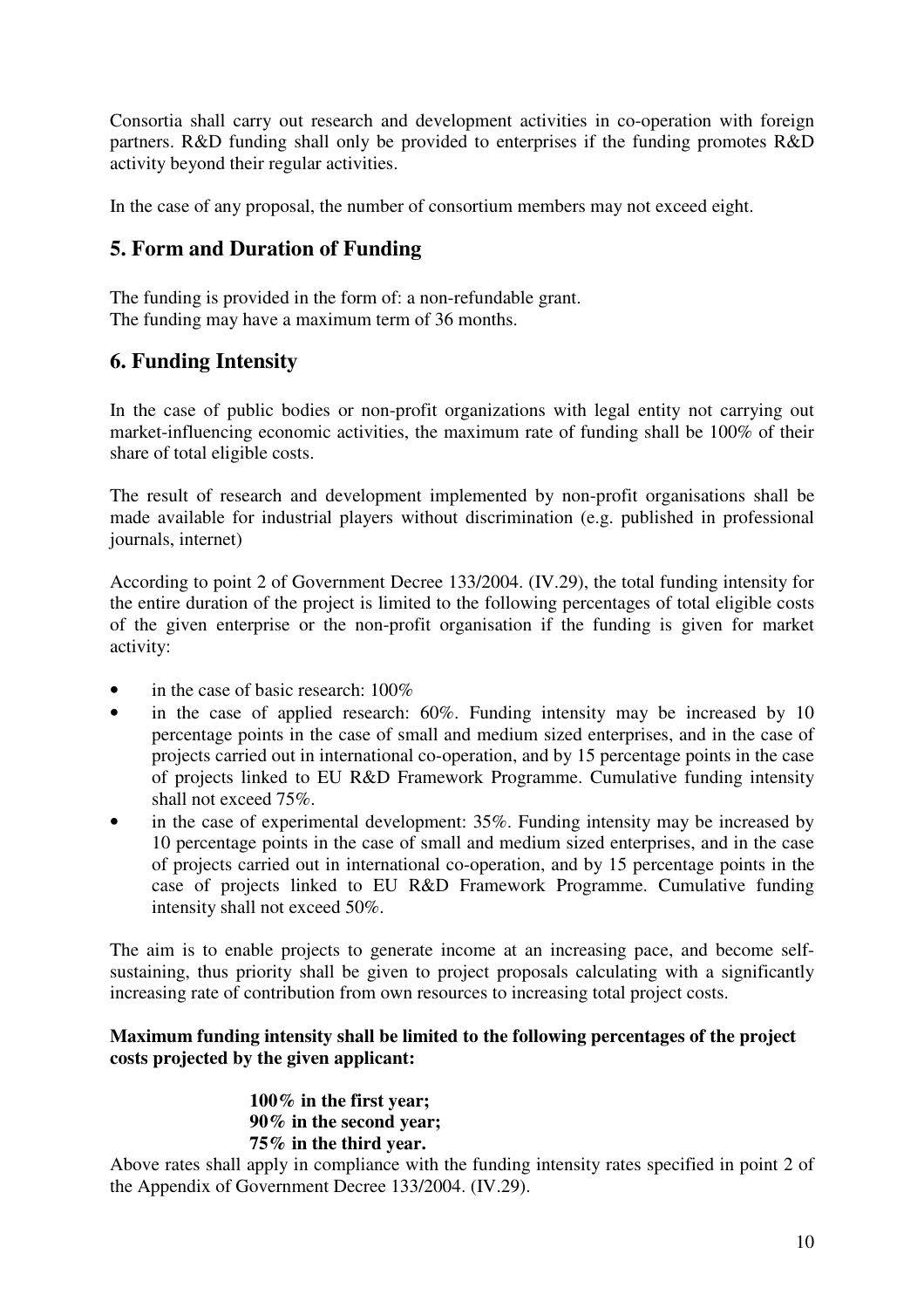Consortia shall carry out research and development activities in co-operation with foreign partners. R&D funding shall only be provided to enterprises if the funding promotes R&D activity beyond their regular activities.

In the case of any proposal, the number of consortium members may not exceed eight.

## 5. Form and Duration of Funding

The funding is provided in the form of: a non-refundable grant.
The funding may have a maximum term of 36 months.

## 6. Funding Intensity

In the case of public bodies or non-profit organizations with legal entity not carrying out market-influencing economic activities, the maximum rate of funding shall be 100% of their share of total eligible costs.

The result of research and development implemented by non-profit organisations shall be made available for industrial players without discrimination (e.g. published in professional journals, internet)

According to point 2 of Government Decree 133/2004. (IV.29), the total funding intensity for the entire duration of the project is limited to the following percentages of total eligible costs of the given enterprise or the non-profit organisation if the funding is given for market activity:

- in the case of basic research: 100%
- in the case of applied research: 60%. Funding intensity may be increased by 10 percentage points in the case of small and medium sized enterprises, and in the case of projects carried out in international co-operation, and by 15 percentage points in the case of projects linked to EU R&D Framework Programme. Cumulative funding intensity shall not exceed 75%.
- in the case of experimental development: 35%. Funding intensity may be increased by 10 percentage points in the case of small and medium sized enterprises, and in the case of projects carried out in international co-operation, and by 15 percentage points in the case of projects linked to EU R&D Framework Programme. Cumulative funding intensity shall not exceed 50%.

The aim is to enable projects to generate income at an increasing pace, and become self-sustaining, thus priority shall be given to project proposals calculating with a significantly increasing rate of contribution from own resources to increasing total project costs.

**Maximum funding intensity shall be limited to the following percentages of the project costs projected by the given applicant:**

**100% in the first year;**
**90% in the second year;**
**75% in the third year.**

Above rates shall apply in compliance with the funding intensity rates specified in point 2 of the Appendix of Government Decree 133/2004. (IV.29).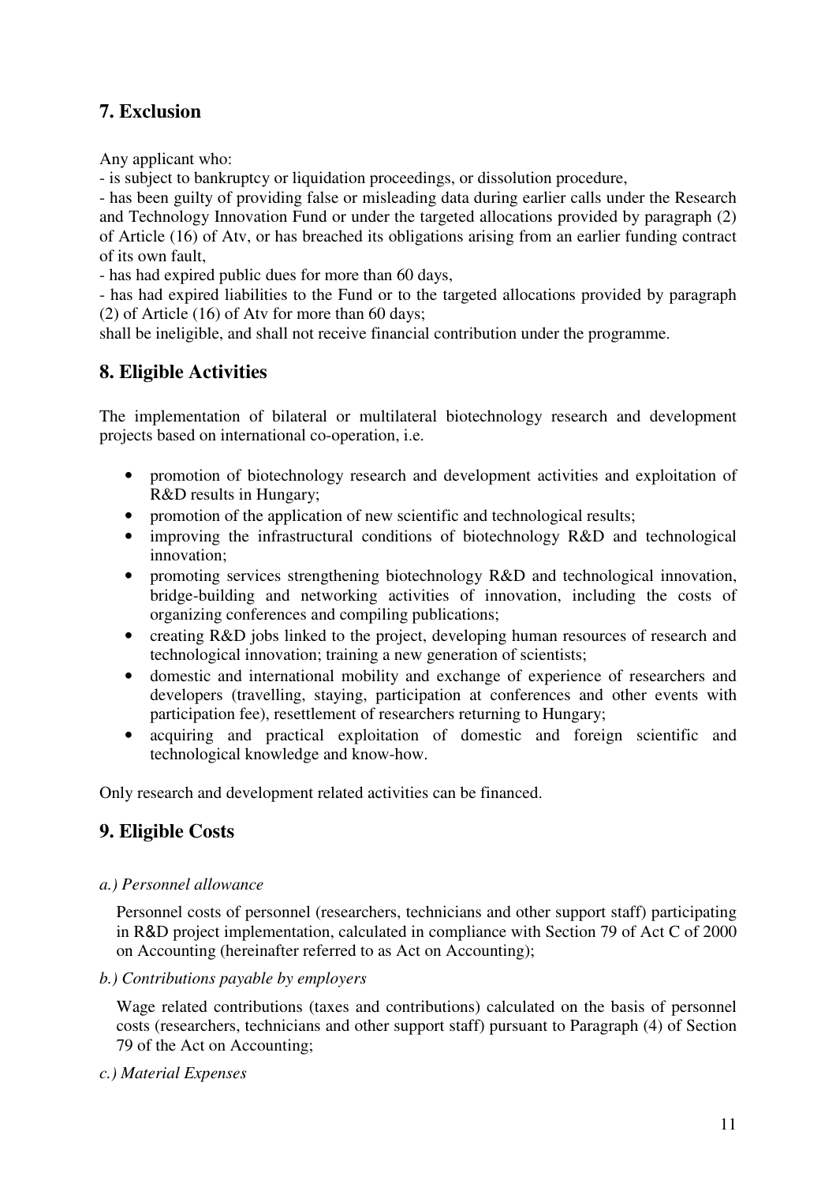## 7. Exclusion

Any applicant who:

- is subject to bankruptcy or liquidation proceedings, or dissolution procedure,
- has been guilty of providing false or misleading data during earlier calls under the Research and Technology Innovation Fund or under the targeted allocations provided by paragraph (2) of Article (16) of Atv, or has breached its obligations arising from an earlier funding contract of its own fault,
- has had expired public dues for more than 60 days,
- has had expired liabilities to the Fund or to the targeted allocations provided by paragraph (2) of Article (16) of Atv for more than 60 days;

shall be ineligible, and shall not receive financial contribution under the programme.

## 8. Eligible Activities

The implementation of bilateral or multilateral biotechnology research and development projects based on international co-operation, i.e.

- promotion of biotechnology research and development activities and exploitation of R&D results in Hungary;
- promotion of the application of new scientific and technological results;
- improving the infrastructural conditions of biotechnology R&D and technological innovation;
- promoting services strengthening biotechnology R&D and technological innovation, bridge-building and networking activities of innovation, including the costs of organizing conferences and compiling publications;
- creating R&D jobs linked to the project, developing human resources of research and technological innovation; training a new generation of scientists;
- domestic and international mobility and exchange of experience of researchers and developers (travelling, staying, participation at conferences and other events with participation fee), resettlement of researchers returning to Hungary;
- acquiring and practical exploitation of domestic and foreign scientific and technological knowledge and know-how.

Only research and development related activities can be financed.

## 9. Eligible Costs

*a.) Personnel allowance*

Personnel costs of personnel (researchers, technicians and other support staff) participating in R&D project implementation, calculated in compliance with Section 79 of Act C of 2000 on Accounting (hereinafter referred to as Act on Accounting);

*b.) Contributions payable by employers*

Wage related contributions (taxes and contributions) calculated on the basis of personnel costs (researchers, technicians and other support staff) pursuant to Paragraph (4) of Section 79 of the Act on Accounting;

*c.) Material Expenses*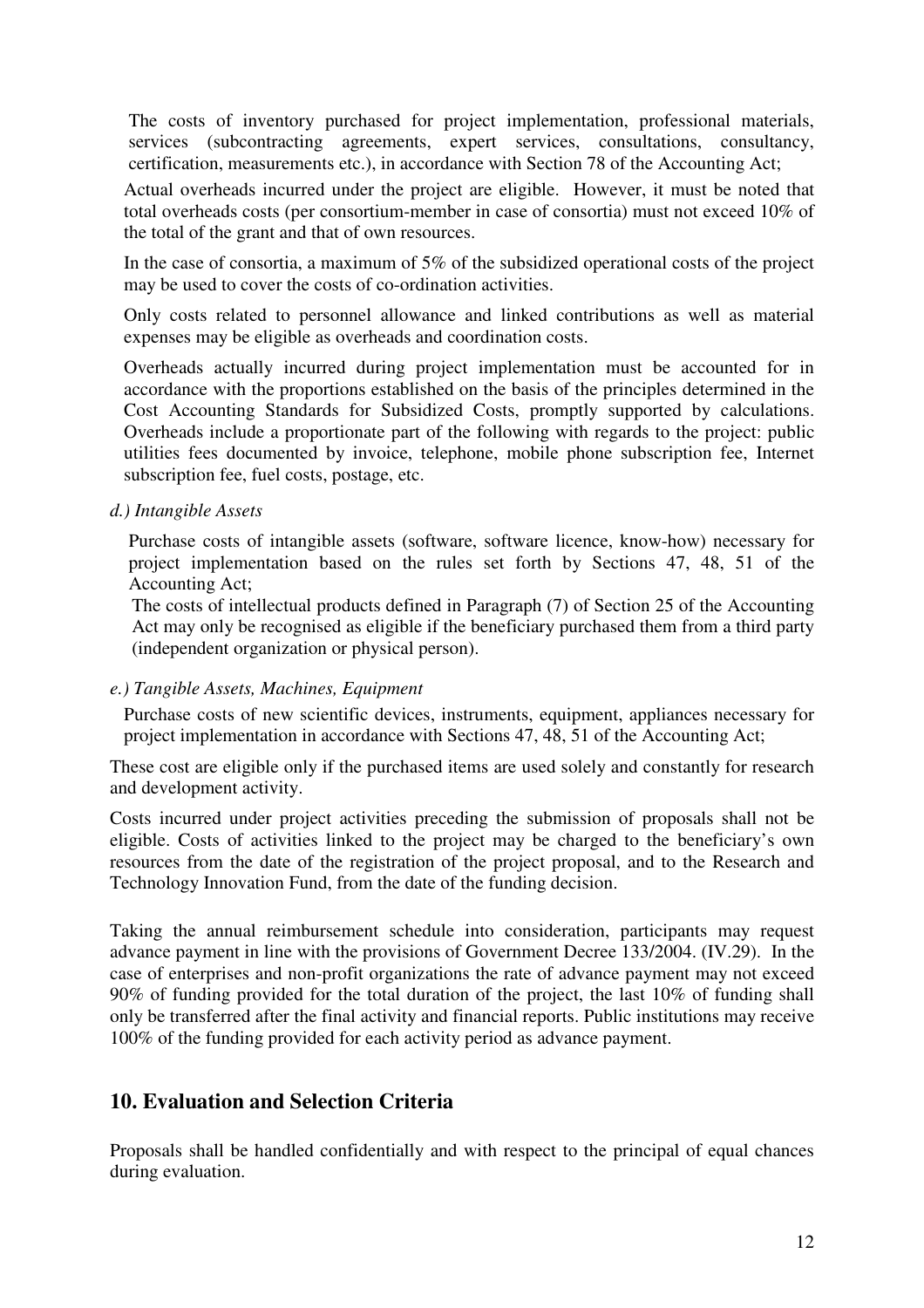The costs of inventory purchased for project implementation, professional materials, services (subcontracting agreements, expert services, consultations, consultancy, certification, measurements etc.), in accordance with Section 78 of the Accounting Act;

Actual overheads incurred under the project are eligible. However, it must be noted that total overheads costs (per consortium-member in case of consortia) must not exceed 10% of the total of the grant and that of own resources.

In the case of consortia, a maximum of 5% of the subsidized operational costs of the project may be used to cover the costs of co-ordination activities.

Only costs related to personnel allowance and linked contributions as well as material expenses may be eligible as overheads and coordination costs.

Overheads actually incurred during project implementation must be accounted for in accordance with the proportions established on the basis of the principles determined in the Cost Accounting Standards for Subsidized Costs, promptly supported by calculations. Overheads include a proportionate part of the following with regards to the project: public utilities fees documented by invoice, telephone, mobile phone subscription fee, Internet subscription fee, fuel costs, postage, etc.

*d.) Intangible Assets*

Purchase costs of intangible assets (software, software licence, know-how) necessary for project implementation based on the rules set forth by Sections 47, 48, 51 of the Accounting Act;

The costs of intellectual products defined in Paragraph (7) of Section 25 of the Accounting Act may only be recognised as eligible if the beneficiary purchased them from a third party (independent organization or physical person).

*e.) Tangible Assets, Machines, Equipment*

Purchase costs of new scientific devices, instruments, equipment, appliances necessary for project implementation in accordance with Sections 47, 48, 51 of the Accounting Act;

These cost are eligible only if the purchased items are used solely and constantly for research and development activity.

Costs incurred under project activities preceding the submission of proposals shall not be eligible. Costs of activities linked to the project may be charged to the beneficiary's own resources from the date of the registration of the project proposal, and to the Research and Technology Innovation Fund, from the date of the funding decision.

Taking the annual reimbursement schedule into consideration, participants may request advance payment in line with the provisions of Government Decree 133/2004. (IV.29). In the case of enterprises and non-profit organizations the rate of advance payment may not exceed 90% of funding provided for the total duration of the project, the last 10% of funding shall only be transferred after the final activity and financial reports. Public institutions may receive 100% of the funding provided for each activity period as advance payment.

## 10. Evaluation and Selection Criteria

Proposals shall be handled confidentially and with respect to the principal of equal chances during evaluation.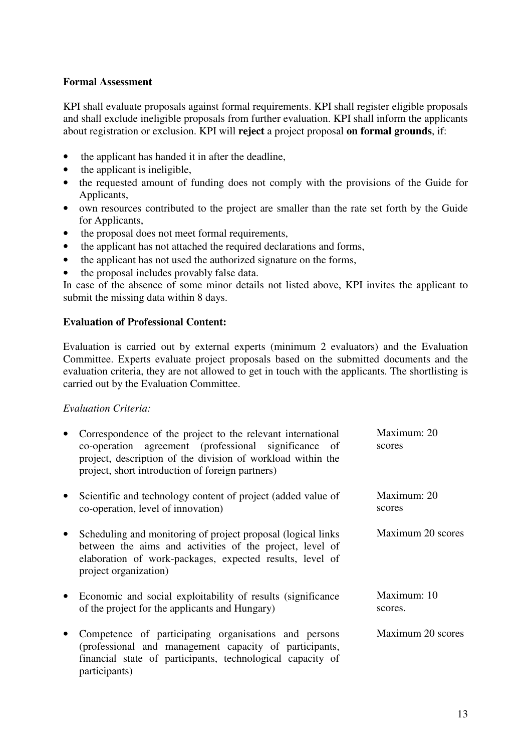**Formal Assessment**

KPI shall evaluate proposals against formal requirements. KPI shall register eligible proposals and shall exclude ineligible proposals from further evaluation. KPI shall inform the applicants about registration or exclusion. KPI will **reject** a project proposal **on formal grounds**, if:

- the applicant has handed it in after the deadline,
- the applicant is ineligible,
- the requested amount of funding does not comply with the provisions of the Guide for Applicants,
- own resources contributed to the project are smaller than the rate set forth by the Guide for Applicants,
- the proposal does not meet formal requirements,
- the applicant has not attached the required declarations and forms,
- the applicant has not used the authorized signature on the forms,
- the proposal includes provably false data.

In case of the absence of some minor details not listed above, KPI invites the applicant to submit the missing data within 8 days.

**Evaluation of Professional Content:**

Evaluation is carried out by external experts (minimum 2 evaluators) and the Evaluation Committee. Experts evaluate project proposals based on the submitted documents and the evaluation criteria, they are not allowed to get in touch with the applicants. The shortlisting is carried out by the Evaluation Committee.

*Evaluation Criteria:*

| Criterion | Score |
| --- | --- |
| • Correspondence of the project to the relevant international co-operation agreement (professional significance of project, description of the division of workload within the project, short introduction of foreign partners) | Maximum: 20 scores |
| • Scientific and technology content of project (added value of co-operation, level of innovation) | Maximum: 20 scores |
| • Scheduling and monitoring of project proposal (logical links between the aims and activities of the project, level of elaboration of work-packages, expected results, level of project organization) | Maximum 20 scores |
| • Economic and social exploitability of results (significance of the project for the applicants and Hungary) | Maximum: 10 scores. |
| • Competence of participating organisations and persons (professional and management capacity of participants, financial state of participants, technological capacity of participants) | Maximum 20 scores |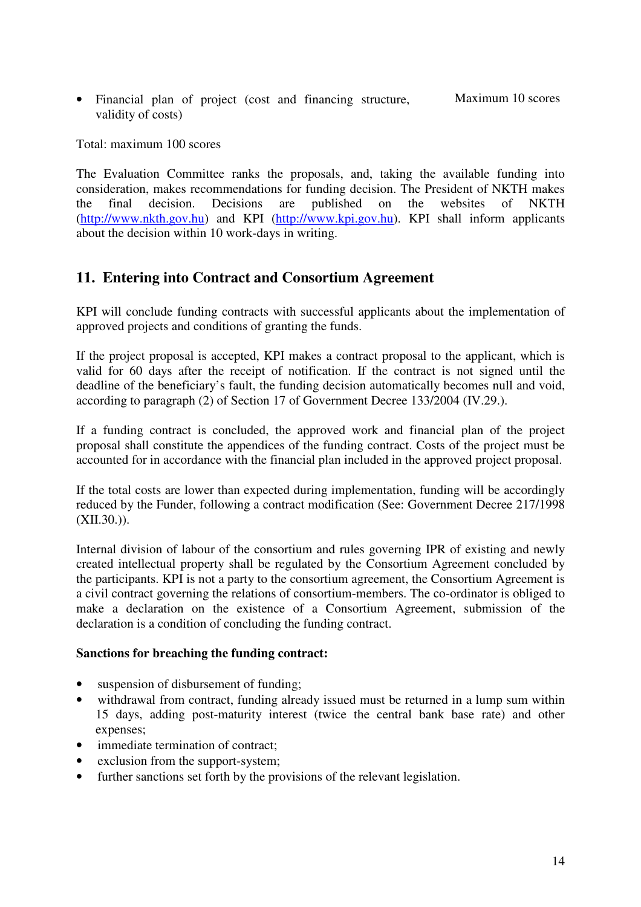- Financial plan of project (cost and financing structure, validity of costs) — Maximum 10 scores

Total: maximum 100 scores

The Evaluation Committee ranks the proposals, and, taking the available funding into consideration, makes recommendations for funding decision. The President of NKTH makes the final decision. Decisions are published on the websites of NKTH (http://www.nkth.gov.hu) and KPI (http://www.kpi.gov.hu). KPI shall inform applicants about the decision within 10 work-days in writing.

## 11. Entering into Contract and Consortium Agreement

KPI will conclude funding contracts with successful applicants about the implementation of approved projects and conditions of granting the funds.

If the project proposal is accepted, KPI makes a contract proposal to the applicant, which is valid for 60 days after the receipt of notification. If the contract is not signed until the deadline of the beneficiary's fault, the funding decision automatically becomes null and void, according to paragraph (2) of Section 17 of Government Decree 133/2004 (IV.29.).

If a funding contract is concluded, the approved work and financial plan of the project proposal shall constitute the appendices of the funding contract. Costs of the project must be accounted for in accordance with the financial plan included in the approved project proposal.

If the total costs are lower than expected during implementation, funding will be accordingly reduced by the Funder, following a contract modification (See: Government Decree 217/1998 (XII.30.)).

Internal division of labour of the consortium and rules governing IPR of existing and newly created intellectual property shall be regulated by the Consortium Agreement concluded by the participants. KPI is not a party to the consortium agreement, the Consortium Agreement is a civil contract governing the relations of consortium-members. The co-ordinator is obliged to make a declaration on the existence of a Consortium Agreement, submission of the declaration is a condition of concluding the funding contract.

**Sanctions for breaching the funding contract:**

- suspension of disbursement of funding;
- withdrawal from contract, funding already issued must be returned in a lump sum within 15 days, adding post-maturity interest (twice the central bank base rate) and other expenses;
- immediate termination of contract;
- exclusion from the support-system;
- further sanctions set forth by the provisions of the relevant legislation.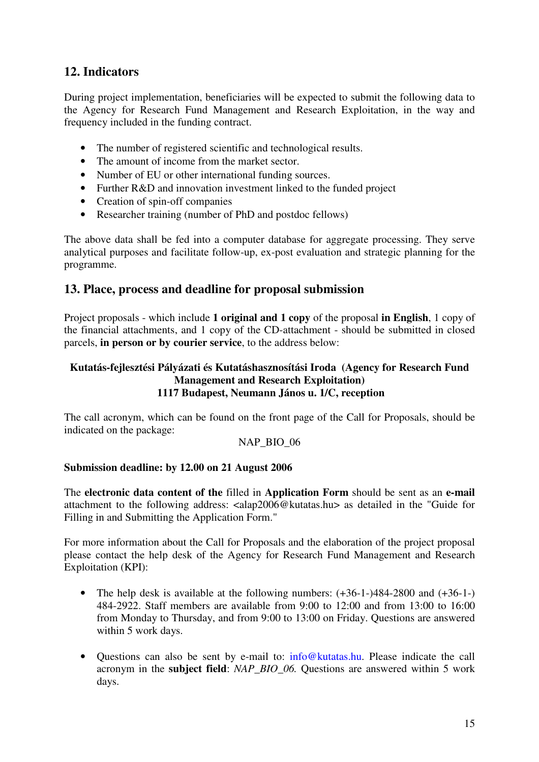## 12. Indicators

During project implementation, beneficiaries will be expected to submit the following data to the Agency for Research Fund Management and Research Exploitation, in the way and frequency included in the funding contract.

- The number of registered scientific and technological results.
- The amount of income from the market sector.
- Number of EU or other international funding sources.
- Further R&D and innovation investment linked to the funded project
- Creation of spin-off companies
- Researcher training (number of PhD and postdoc fellows)

The above data shall be fed into a computer database for aggregate processing. They serve analytical purposes and facilitate follow-up, ex-post evaluation and strategic planning for the programme.

## 13. Place, process and deadline for proposal submission

Project proposals - which include **1 original and 1 copy** of the proposal **in English**, 1 copy of the financial attachments, and 1 copy of the CD-attachment - should be submitted in closed parcels, **in person or by courier service**, to the address below:

**Kutatás-fejlesztési Pályázati és Kutatáshasznosítási Iroda (Agency for Research Fund Management and Research Exploitation)**
**1117 Budapest, Neumann János u. 1/C, reception**

The call acronym, which can be found on the front page of the Call for Proposals, should be indicated on the package:

NAP_BIO_06

**Submission deadline: by 12.00 on 21 August 2006**

The **electronic data content of the** filled in **Application Form** should be sent as an **e-mail** attachment to the following address: <alap2006@kutatas.hu> as detailed in the "Guide for Filling in and Submitting the Application Form."

For more information about the Call for Proposals and the elaboration of the project proposal please contact the help desk of the Agency for Research Fund Management and Research Exploitation (KPI):

- The help desk is available at the following numbers: (+36-1-)484-2800 and (+36-1-) 484-2922. Staff members are available from 9:00 to 12:00 and from 13:00 to 16:00 from Monday to Thursday, and from 9:00 to 13:00 on Friday. Questions are answered within 5 work days.

- Questions can also be sent by e-mail to: info@kutatas.hu. Please indicate the call acronym in the **subject field**: *NAP_BIO_06.* Questions are answered within 5 work days.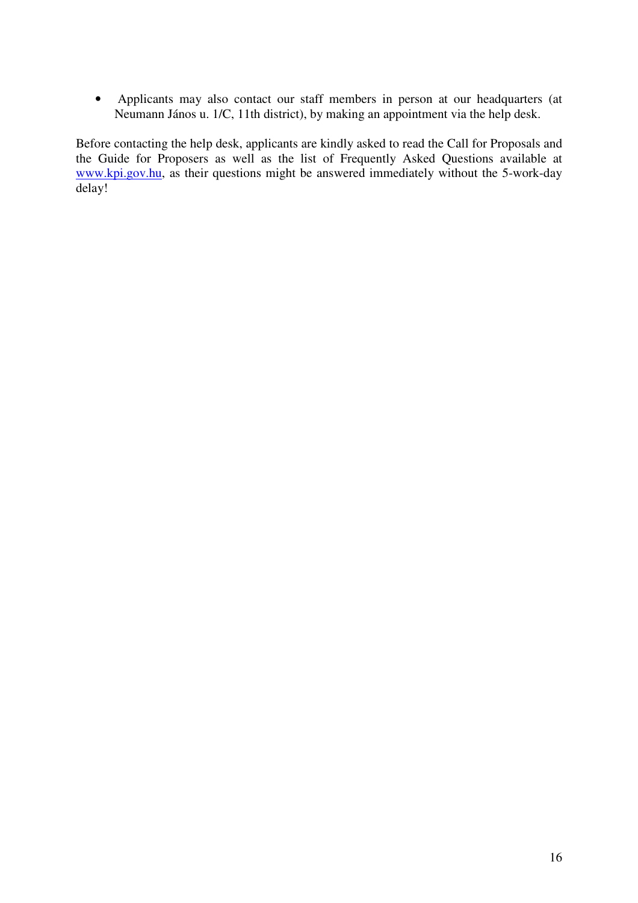- Applicants may also contact our staff members in person at our headquarters (at Neumann János u. 1/C, 11th district), by making an appointment via the help desk.

Before contacting the help desk, applicants are kindly asked to read the Call for Proposals and the Guide for Proposers as well as the list of Frequently Asked Questions available at www.kpi.gov.hu, as their questions might be answered immediately without the 5-work-day delay!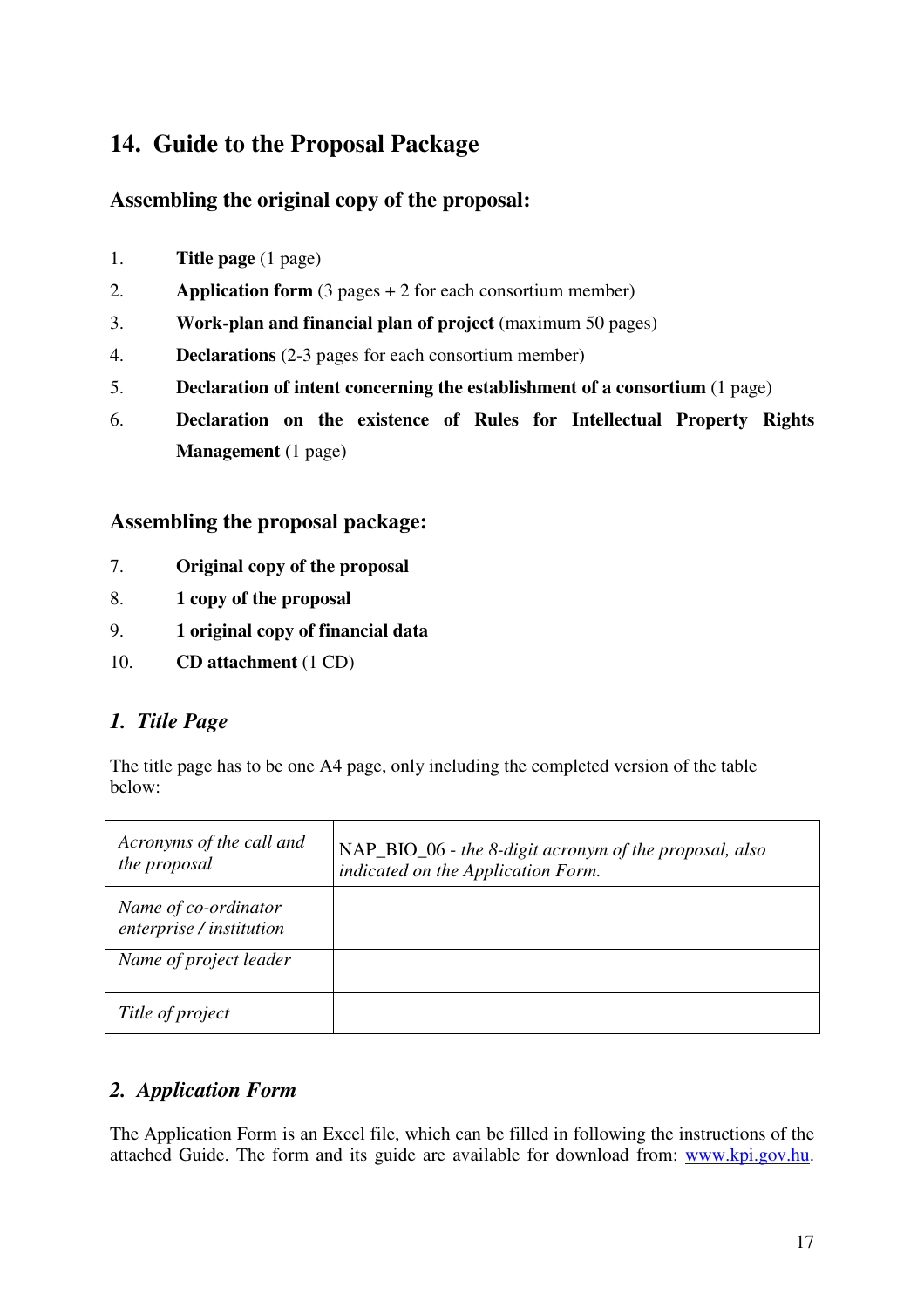## 14. Guide to the Proposal Package

### Assembling the original copy of the proposal:

1. **Title page** (1 page)
2. **Application form** (3 pages + 2 for each consortium member)
3. **Work-plan and financial plan of project** (maximum 50 pages)
4. **Declarations** (2-3 pages for each consortium member)
5. **Declaration of intent concerning the establishment of a consortium** (1 page)
6. **Declaration on the existence of Rules for Intellectual Property Rights Management** (1 page)

### Assembling the proposal package:

7. **Original copy of the proposal**
8. **1 copy of the proposal**
9. **1 original copy of financial data**
10. **CD attachment** (1 CD)

### *1. Title Page*

The title page has to be one A4 page, only including the completed version of the table below:

| | |
|---|---|
| *Acronyms of the call and the proposal* | NAP_BIO_06 - *the 8-digit acronym of the proposal, also indicated on the Application Form.* |
| *Name of co-ordinator enterprise / institution* | |
| *Name of project leader* | |
| *Title of project* | |

### *2. Application Form*

The Application Form is an Excel file, which can be filled in following the instructions of the attached Guide. The form and its guide are available for download from: www.kpi.gov.hu.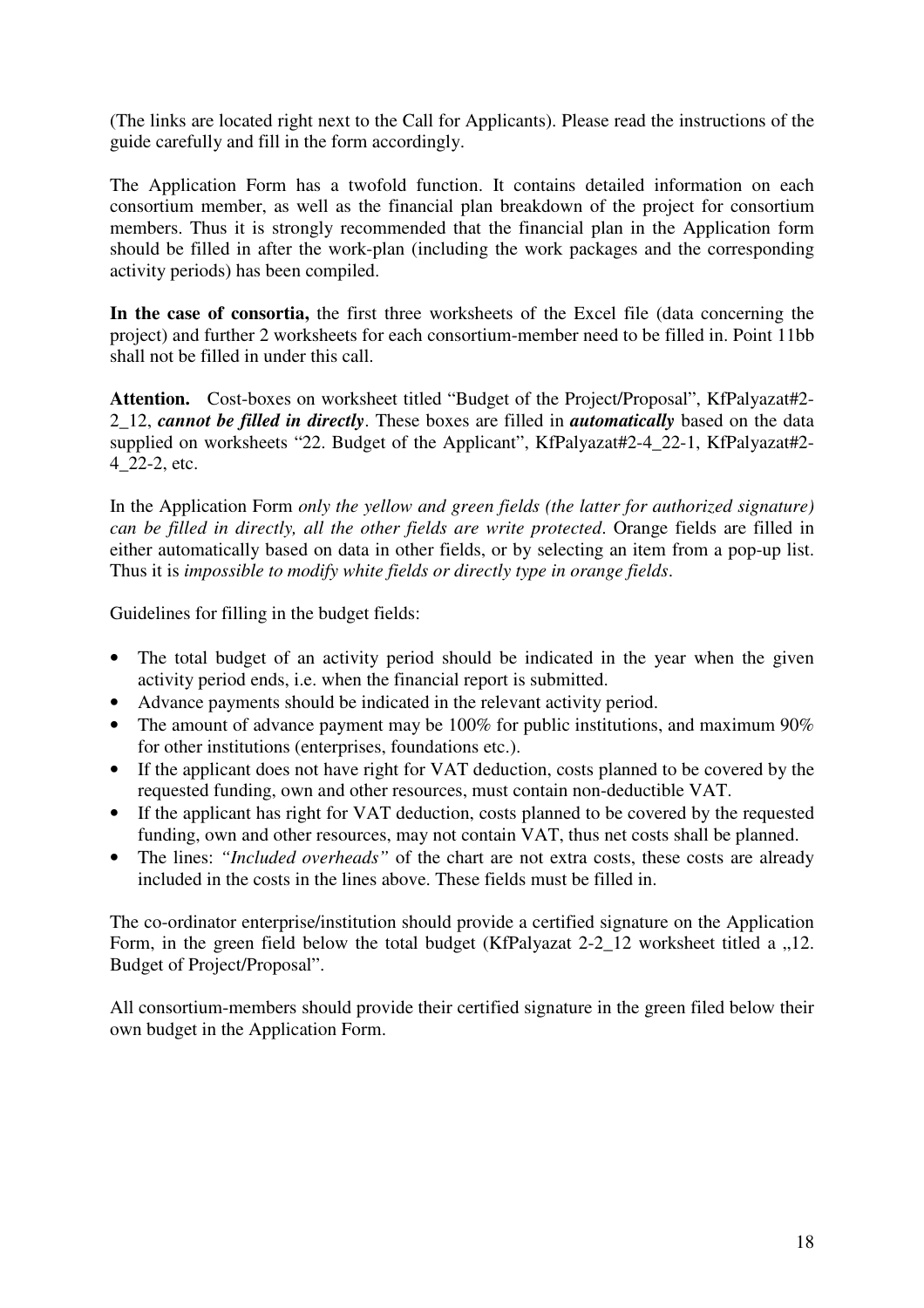(The links are located right next to the Call for Applicants). Please read the instructions of the guide carefully and fill in the form accordingly.

The Application Form has a twofold function. It contains detailed information on each consortium member, as well as the financial plan breakdown of the project for consortium members. Thus it is strongly recommended that the financial plan in the Application form should be filled in after the work-plan (including the work packages and the corresponding activity periods) has been compiled.

**In the case of consortia,** the first three worksheets of the Excel file (data concerning the project) and further 2 worksheets for each consortium-member need to be filled in. Point 11bb shall not be filled in under this call.

**Attention.** Cost-boxes on worksheet titled "Budget of the Project/Proposal", KfPalyazat#2-2_12, ***cannot be filled in directly***. These boxes are filled in ***automatically*** based on the data supplied on worksheets "22. Budget of the Applicant", KfPalyazat#2-4_22-1, KfPalyazat#2-4_22-2, etc.

In the Application Form *only the yellow and green fields (the latter for authorized signature) can be filled in directly, all the other fields are write protected*. Orange fields are filled in either automatically based on data in other fields, or by selecting an item from a pop-up list. Thus it is *impossible to modify white fields or directly type in orange fields*.

Guidelines for filling in the budget fields:

- The total budget of an activity period should be indicated in the year when the given activity period ends, i.e. when the financial report is submitted.
- Advance payments should be indicated in the relevant activity period.
- The amount of advance payment may be 100% for public institutions, and maximum 90% for other institutions (enterprises, foundations etc.).
- If the applicant does not have right for VAT deduction, costs planned to be covered by the requested funding, own and other resources, must contain non-deductible VAT.
- If the applicant has right for VAT deduction, costs planned to be covered by the requested funding, own and other resources, may not contain VAT, thus net costs shall be planned.
- The lines: *"Included overheads"* of the chart are not extra costs, these costs are already included in the costs in the lines above. These fields must be filled in.

The co-ordinator enterprise/institution should provide a certified signature on the Application Form, in the green field below the total budget (KfPalyazat 2-2_12 worksheet titled a „12. Budget of Project/Proposal".

All consortium-members should provide their certified signature in the green filed below their own budget in the Application Form.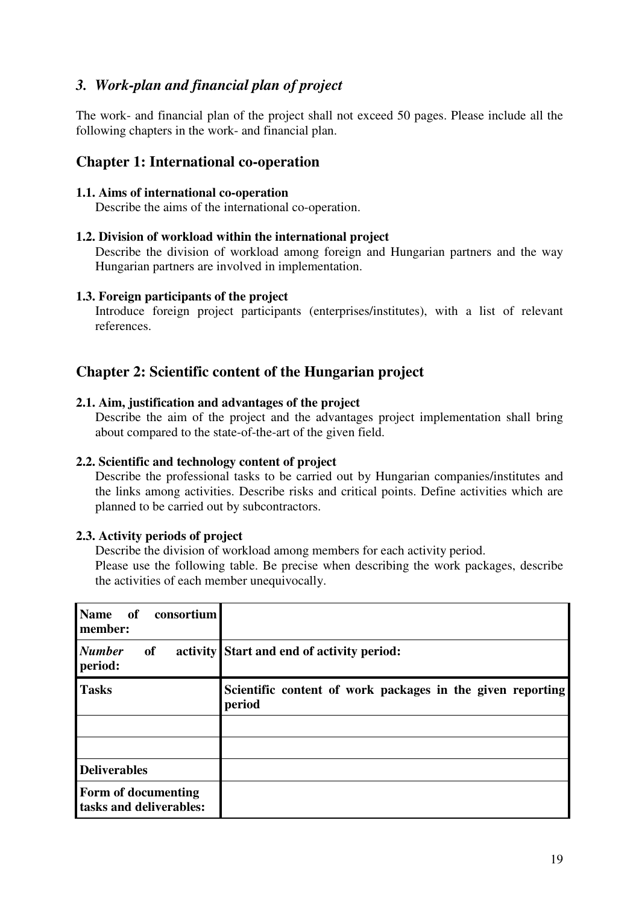## *3. Work-plan and financial plan of project*

The work- and financial plan of the project shall not exceed 50 pages. Please include all the following chapters in the work- and financial plan.

## Chapter 1: International co-operation

### 1.1. Aims of international co-operation

Describe the aims of the international co-operation.

### 1.2. Division of workload within the international project

Describe the division of workload among foreign and Hungarian partners and the way Hungarian partners are involved in implementation.

### 1.3. Foreign participants of the project

Introduce foreign project participants (enterprises/institutes), with a list of relevant references.

## Chapter 2: Scientific content of the Hungarian project

### 2.1. Aim, justification and advantages of the project

Describe the aim of the project and the advantages project implementation shall bring about compared to the state-of-the-art of the given field.

### 2.2. Scientific and technology content of project

Describe the professional tasks to be carried out by Hungarian companies/institutes and the links among activities. Describe risks and critical points. Define activities which are planned to be carried out by subcontractors.

### 2.3. Activity periods of project

Describe the division of workload among members for each activity period.

Please use the following table. Be precise when describing the work packages, describe the activities of each member unequivocally.

| **Name of consortium member:** | |
|---|---|
| ***Number of activity period:*** | **Start and end of activity period:** |
| **Tasks** | **Scientific content of work packages in the given reporting period** |
| | |
| | |
| **Deliverables** | |
| **Form of documenting tasks and deliverables:** | |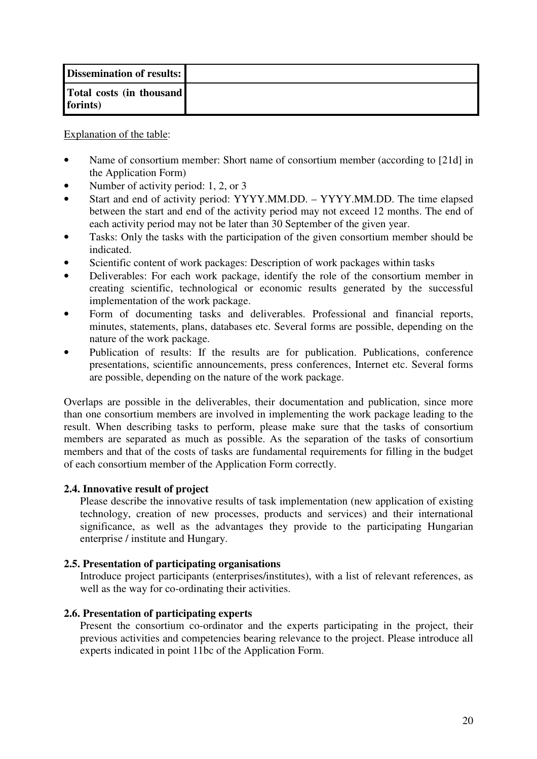| **Dissemination of results:** | |
|---|---|
| **Total costs (in thousand forints)** | |

Explanation of the table:

- Name of consortium member: Short name of consortium member (according to [21d] in the Application Form)
- Number of activity period: 1, 2, or 3
- Start and end of activity period: YYYY.MM.DD. – YYYY.MM.DD. The time elapsed between the start and end of the activity period may not exceed 12 months. The end of each activity period may not be later than 30 September of the given year.
- Tasks: Only the tasks with the participation of the given consortium member should be indicated.
- Scientific content of work packages: Description of work packages within tasks
- Deliverables: For each work package, identify the role of the consortium member in creating scientific, technological or economic results generated by the successful implementation of the work package.
- Form of documenting tasks and deliverables. Professional and financial reports, minutes, statements, plans, databases etc. Several forms are possible, depending on the nature of the work package.
- Publication of results: If the results are for publication. Publications, conference presentations, scientific announcements, press conferences, Internet etc. Several forms are possible, depending on the nature of the work package.

Overlaps are possible in the deliverables, their documentation and publication, since more than one consortium members are involved in implementing the work package leading to the result. When describing tasks to perform, please make sure that the tasks of consortium members are separated as much as possible. As the separation of the tasks of consortium members and that of the costs of tasks are fundamental requirements for filling in the budget of each consortium member of the Application Form correctly.

### 2.4. Innovative result of project

Please describe the innovative results of task implementation (new application of existing technology, creation of new processes, products and services) and their international significance, as well as the advantages they provide to the participating Hungarian enterprise / institute and Hungary.

### 2.5. Presentation of participating organisations

Introduce project participants (enterprises/institutes), with a list of relevant references, as well as the way for co-ordinating their activities.

### 2.6. Presentation of participating experts

Present the consortium co-ordinator and the experts participating in the project, their previous activities and competencies bearing relevance to the project. Please introduce all experts indicated in point 11bc of the Application Form.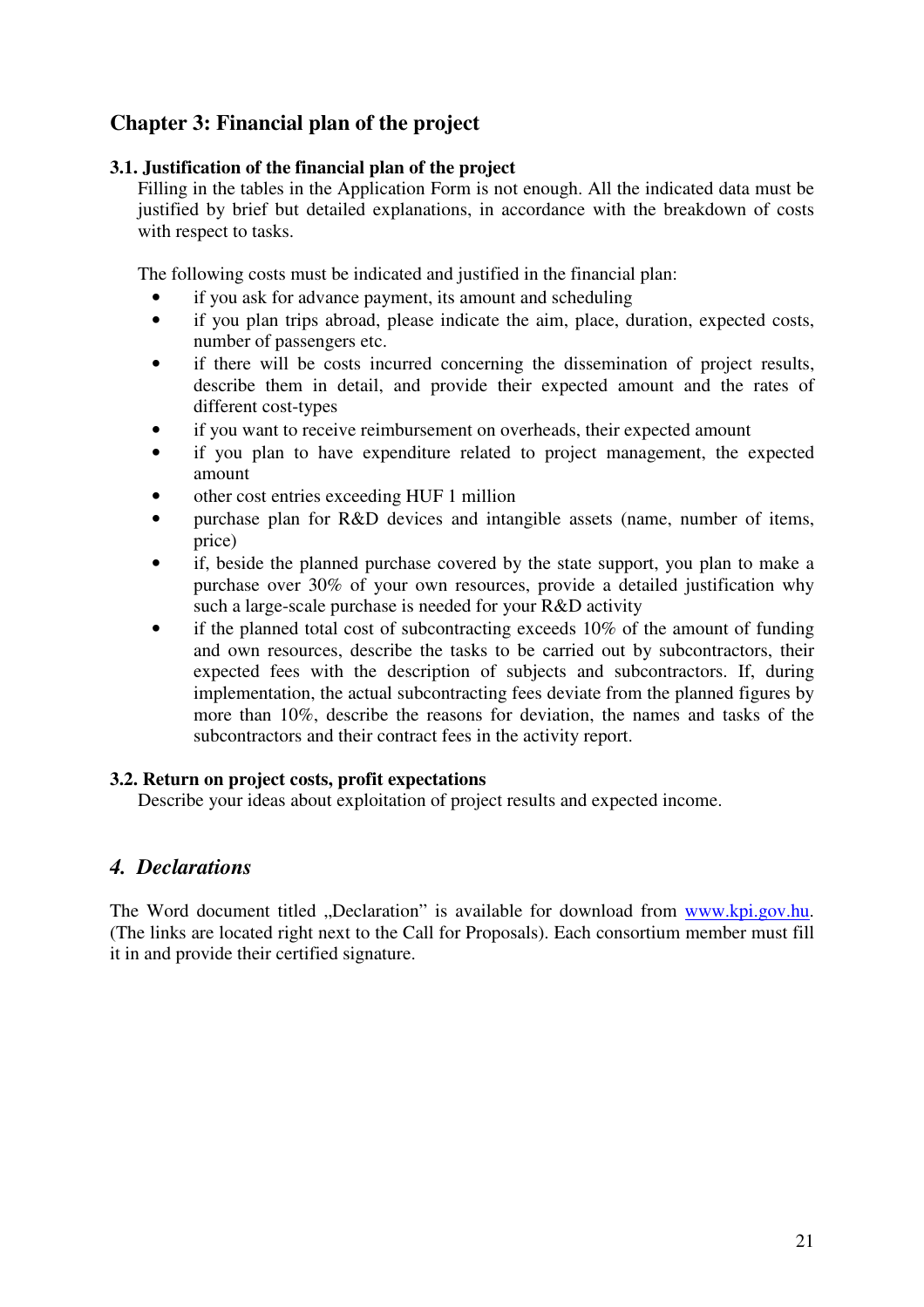## Chapter 3: Financial plan of the project

### 3.1. Justification of the financial plan of the project

Filling in the tables in the Application Form is not enough. All the indicated data must be justified by brief but detailed explanations, in accordance with the breakdown of costs with respect to tasks.

The following costs must be indicated and justified in the financial plan:

- if you ask for advance payment, its amount and scheduling
- if you plan trips abroad, please indicate the aim, place, duration, expected costs, number of passengers etc.
- if there will be costs incurred concerning the dissemination of project results, describe them in detail, and provide their expected amount and the rates of different cost-types
- if you want to receive reimbursement on overheads, their expected amount
- if you plan to have expenditure related to project management, the expected amount
- other cost entries exceeding HUF 1 million
- purchase plan for R&D devices and intangible assets (name, number of items, price)
- if, beside the planned purchase covered by the state support, you plan to make a purchase over 30% of your own resources, provide a detailed justification why such a large-scale purchase is needed for your R&D activity
- if the planned total cost of subcontracting exceeds 10% of the amount of funding and own resources, describe the tasks to be carried out by subcontractors, their expected fees with the description of subjects and subcontractors. If, during implementation, the actual subcontracting fees deviate from the planned figures by more than 10%, describe the reasons for deviation, the names and tasks of the subcontractors and their contract fees in the activity report.

### 3.2. Return on project costs, profit expectations

Describe your ideas about exploitation of project results and expected income.

## *4. Declarations*

The Word document titled „Declaration" is available for download from www.kpi.gov.hu. (The links are located right next to the Call for Proposals). Each consortium member must fill it in and provide their certified signature.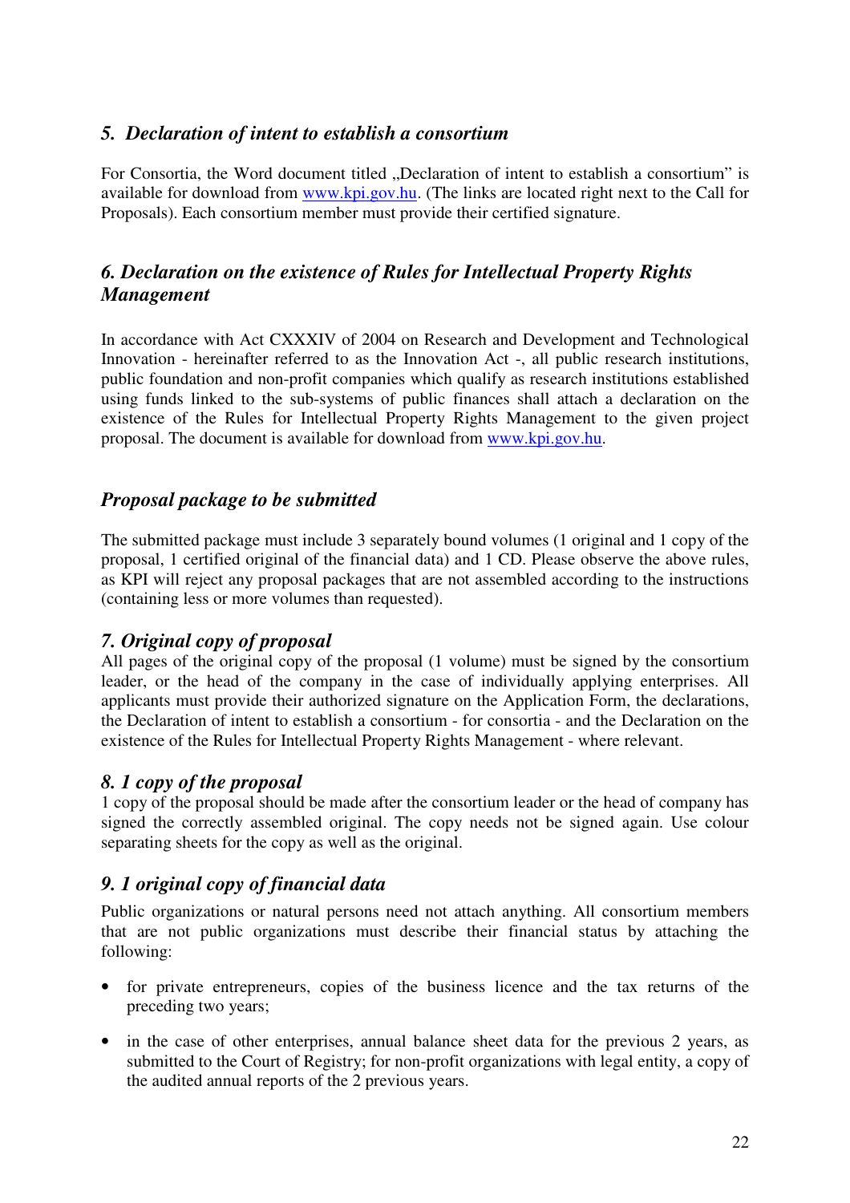### *5. Declaration of intent to establish a consortium*

For Consortia, the Word document titled „Declaration of intent to establish a consortium" is available for download from [www.kpi.gov.hu](www.kpi.gov.hu). (The links are located right next to the Call for Proposals). Each consortium member must provide their certified signature.

### *6. Declaration on the existence of Rules for Intellectual Property Rights Management*

In accordance with Act CXXXIV of 2004 on Research and Development and Technological Innovation - hereinafter referred to as the Innovation Act -, all public research institutions, public foundation and non-profit companies which qualify as research institutions established using funds linked to the sub-systems of public finances shall attach a declaration on the existence of the Rules for Intellectual Property Rights Management to the given project proposal. The document is available for download from [www.kpi.gov.hu](www.kpi.gov.hu).

### *Proposal package to be submitted*

The submitted package must include 3 separately bound volumes (1 original and 1 copy of the proposal, 1 certified original of the financial data) and 1 CD. Please observe the above rules, as KPI will reject any proposal packages that are not assembled according to the instructions (containing less or more volumes than requested).

### *7. Original copy of proposal*

All pages of the original copy of the proposal (1 volume) must be signed by the consortium leader, or the head of the company in the case of individually applying enterprises. All applicants must provide their authorized signature on the Application Form, the declarations, the Declaration of intent to establish a consortium - for consortia - and the Declaration on the existence of the Rules for Intellectual Property Rights Management - where relevant.

### *8. 1 copy of the proposal*

1 copy of the proposal should be made after the consortium leader or the head of company has signed the correctly assembled original. The copy needs not be signed again. Use colour separating sheets for the copy as well as the original.

### *9. 1 original copy of financial data*

Public organizations or natural persons need not attach anything. All consortium members that are not public organizations must describe their financial status by attaching the following:

- for private entrepreneurs, copies of the business licence and the tax returns of the preceding two years;
- in the case of other enterprises, annual balance sheet data for the previous 2 years, as submitted to the Court of Registry; for non-profit organizations with legal entity, a copy of the audited annual reports of the 2 previous years.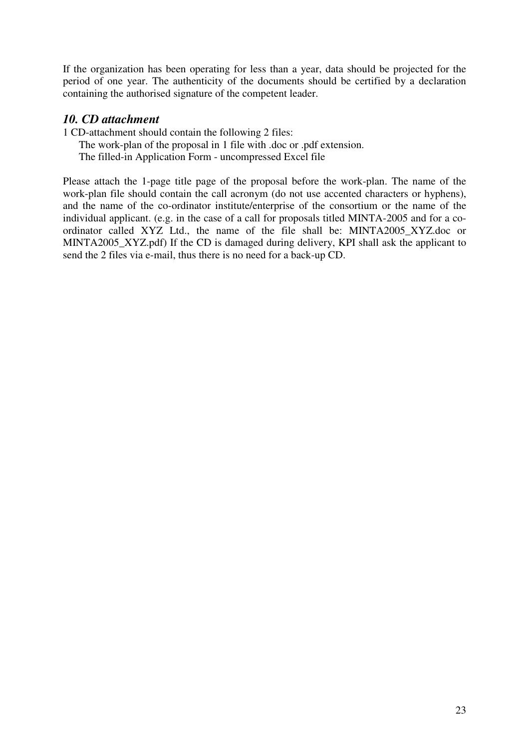If the organization has been operating for less than a year, data should be projected for the period of one year. The authenticity of the documents should be certified by a declaration containing the authorised signature of the competent leader.

## *10. CD attachment*

1 CD-attachment should contain the following 2 files:

- The work-plan of the proposal in 1 file with .doc or .pdf extension.
- The filled-in Application Form - uncompressed Excel file

Please attach the 1-page title page of the proposal before the work-plan. The name of the work-plan file should contain the call acronym (do not use accented characters or hyphens), and the name of the co-ordinator institute/enterprise of the consortium or the name of the individual applicant. (e.g. in the case of a call for proposals titled MINTA-2005 and for a co-ordinator called XYZ Ltd., the name of the file shall be: MINTA2005_XYZ.doc or MINTA2005_XYZ.pdf) If the CD is damaged during delivery, KPI shall ask the applicant to send the 2 files via e-mail, thus there is no need for a back-up CD.